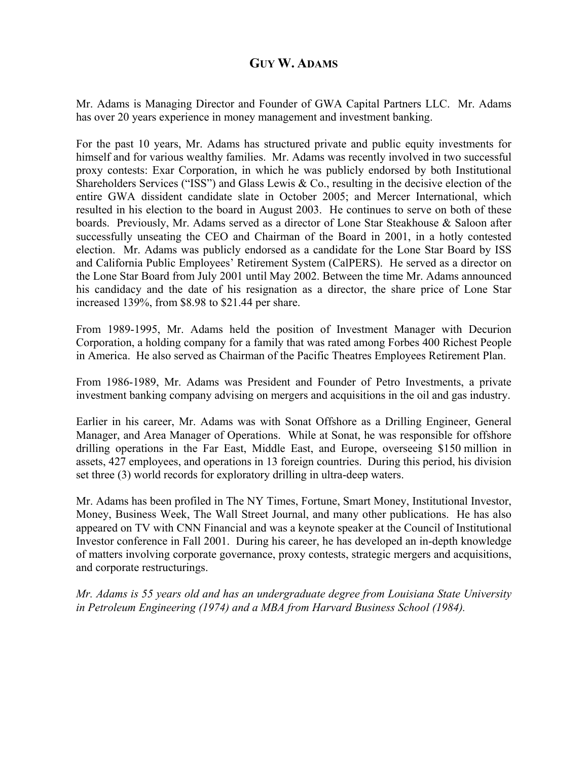# GUY W. ADAMS

Mr. Adams is Managing Director and Founder of GWA Capital Partners LLC. Mr. Adams has over 20 years experience in money management and investment banking.

For the past 10 years, Mr. Adams has structured private and public equity investments for himself and for various wealthy families. Mr. Adams was recently involved in two successful proxy contests: Exar Corporation, in which he was publicly endorsed by both Institutional Shareholders Services ("ISS") and Glass Lewis & Co., resulting in the decisive election of the entire GWA dissident candidate slate in October 2005; and Mercer International, which resulted in his election to the board in August 2003. He continues to serve on both of these boards. Previously, Mr. Adams served as a director of Lone Star Steakhouse & Saloon after successfully unseating the CEO and Chairman of the Board in 2001, in a hotly contested election. Mr. Adams was publicly endorsed as a candidate for the Lone Star Board by ISS and California Public Employees' Retirement System (CalPERS). He served as a director on the Lone Star Board from July 2001 until May 2002. Between the time Mr. Adams announced his candidacy and the date of his resignation as a director, the share price of Lone Star increased 139%, from $8.98 to $21.44 per share.

From 1989-1995, Mr. Adams held the position of Investment Manager with Decurion Corporation, a holding company for a family that was rated among Forbes 400 Richest People in America. He also served as Chairman of the Pacific Theatres Employees Retirement Plan.

From 1986-1989, Mr. Adams was President and Founder of Petro Investments, a private investment banking company advising on mergers and acquisitions in the oil and gas industry.

Earlier in his career, Mr. Adams was with Sonat Offshore as a Drilling Engineer, General Manager, and Area Manager of Operations. While at Sonat, he was responsible for offshore drilling operations in the Far East, Middle East, and Europe, overseeing $150 million in assets, 427 employees, and operations in 13 foreign countries. During this period, his division set three (3) world records for exploratory drilling in ultra-deep waters.

Mr. Adams has been profiled in The NY Times, Fortune, Smart Money, Institutional Investor, Money, Business Week, The Wall Street Journal, and many other publications. He has also appeared on TV with CNN Financial and was a keynote speaker at the Council of Institutional Investor conference in Fall 2001. During his career, he has developed an in-depth knowledge of matters involving corporate governance, proxy contests, strategic mergers and acquisitions, and corporate restructurings.

*Mr. Adams is 55 years old and has an undergraduate degree from Louisiana State University in Petroleum Engineering (1974) and a MBA from Harvard Business School (1984).*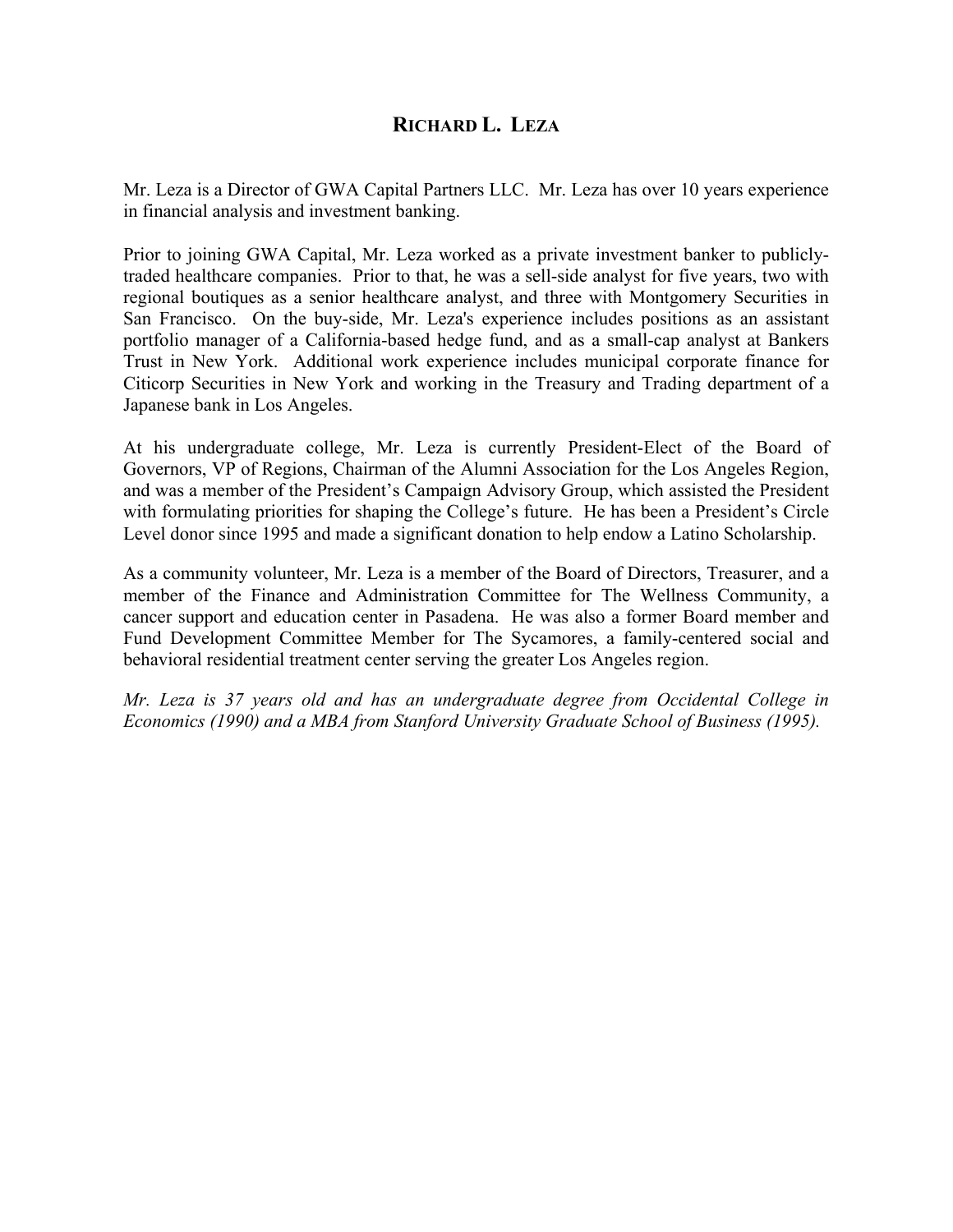# RICHARD L. LEZA

Mr. Leza is a Director of GWA Capital Partners LLC. Mr. Leza has over 10 years experience in financial analysis and investment banking.

Prior to joining GWA Capital, Mr. Leza worked as a private investment banker to publicly-traded healthcare companies. Prior to that, he was a sell-side analyst for five years, two with regional boutiques as a senior healthcare analyst, and three with Montgomery Securities in San Francisco. On the buy-side, Mr. Leza's experience includes positions as an assistant portfolio manager of a California-based hedge fund, and as a small-cap analyst at Bankers Trust in New York. Additional work experience includes municipal corporate finance for Citicorp Securities in New York and working in the Treasury and Trading department of a Japanese bank in Los Angeles.

At his undergraduate college, Mr. Leza is currently President-Elect of the Board of Governors, VP of Regions, Chairman of the Alumni Association for the Los Angeles Region, and was a member of the President's Campaign Advisory Group, which assisted the President with formulating priorities for shaping the College's future. He has been a President's Circle Level donor since 1995 and made a significant donation to help endow a Latino Scholarship.

As a community volunteer, Mr. Leza is a member of the Board of Directors, Treasurer, and a member of the Finance and Administration Committee for The Wellness Community, a cancer support and education center in Pasadena. He was also a former Board member and Fund Development Committee Member for The Sycamores, a family-centered social and behavioral residential treatment center serving the greater Los Angeles region.

*Mr. Leza is 37 years old and has an undergraduate degree from Occidental College in Economics (1990) and a MBA from Stanford University Graduate School of Business (1995).*